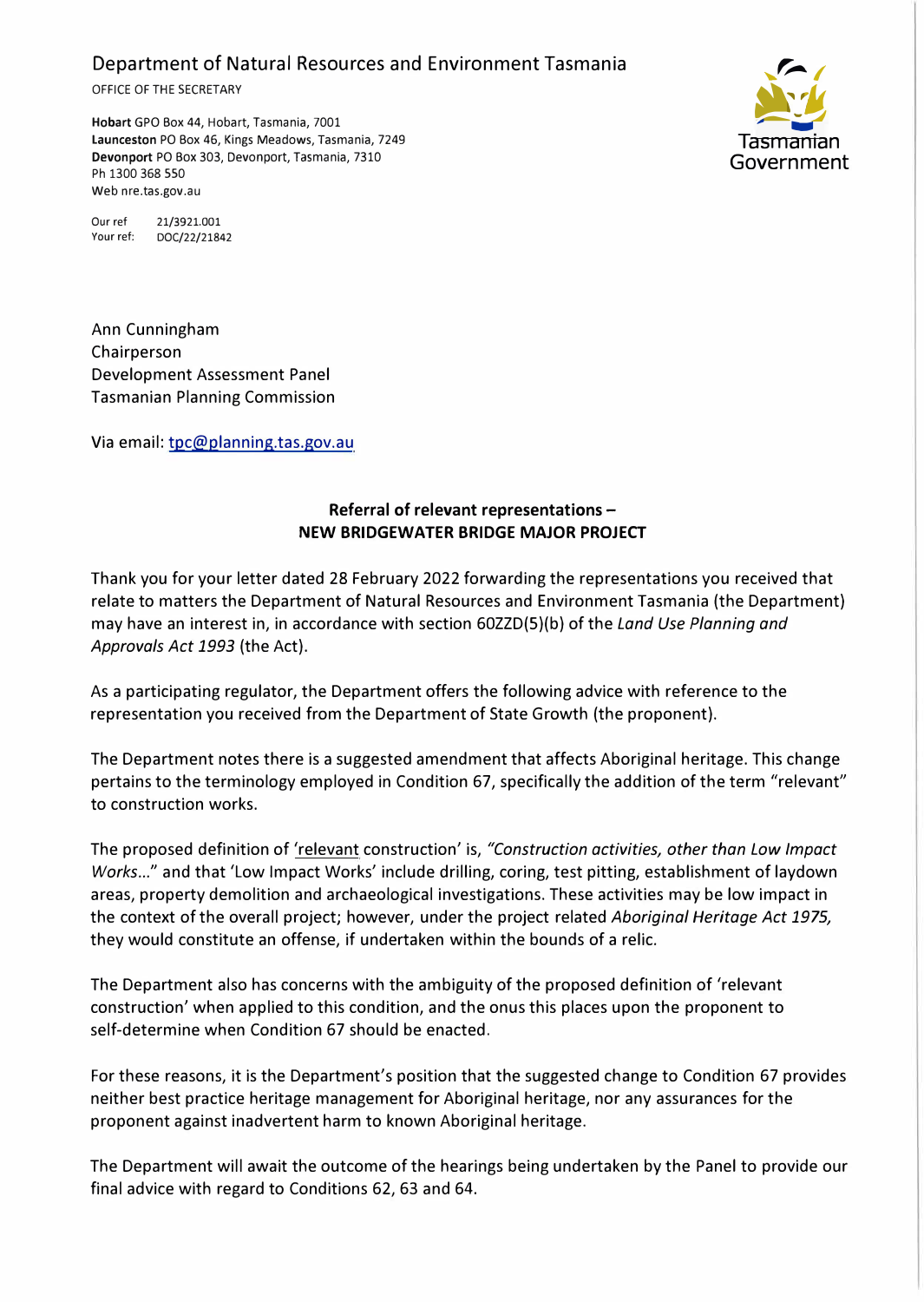Department of Natural Resources and Environment Tasmania

OFFICE OF THE SECRETARY

**Hobart** GPO Box 44, Hobart, Tasmania, 7001
**Launceston** PO Box 46, Kings Meadows, Tasmania, 7249
**Devonport** PO Box 303, Devonport, Tasmania, 7310
Ph 1300 368 550
Web nre.tas.gov.au

Tasmanian Government

Our ref 21/3921.001
Your ref: DOC/22/21842

Ann Cunningham
Chairperson
Development Assessment Panel
Tasmanian Planning Commission

Via email: tpc@planning.tas.gov.au

**Referral of relevant representations –**
**NEW BRIDGEWATER BRIDGE MAJOR PROJECT**

Thank you for your letter dated 28 February 2022 forwarding the representations you received that relate to matters the Department of Natural Resources and Environment Tasmania (the Department) may have an interest in, in accordance with section 60ZZD(5)(b) of the *Land Use Planning and Approvals Act 1993* (the Act).

As a participating regulator, the Department offers the following advice with reference to the representation you received from the Department of State Growth (the proponent).

The Department notes there is a suggested amendment that affects Aboriginal heritage. This change pertains to the terminology employed in Condition 67, specifically the addition of the term "relevant" to construction works.

The proposed definition of 'relevant construction' is, *"Construction activities, other than Low Impact Works..."* and that 'Low Impact Works' include drilling, coring, test pitting, establishment of laydown areas, property demolition and archaeological investigations. These activities may be low impact in the context of the overall project; however, under the project related *Aboriginal Heritage Act 1975,* they would constitute an offense, if undertaken within the bounds of a relic.

The Department also has concerns with the ambiguity of the proposed definition of 'relevant construction' when applied to this condition, and the onus this places upon the proponent to self-determine when Condition 67 should be enacted.

For these reasons, it is the Department's position that the suggested change to Condition 67 provides neither best practice heritage management for Aboriginal heritage, nor any assurances for the proponent against inadvertent harm to known Aboriginal heritage.

The Department will await the outcome of the hearings being undertaken by the Panel to provide our final advice with regard to Conditions 62, 63 and 64.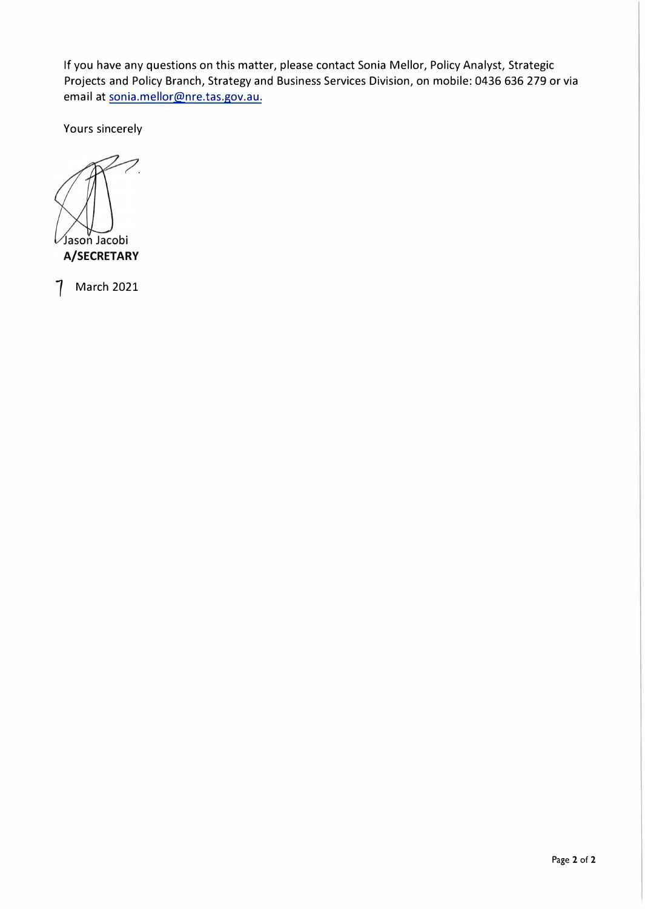If you have any questions on this matter, please contact Sonia Mellor, Policy Analyst, Strategic Projects and Policy Branch, Strategy and Business Services Division, on mobile: 0436 636 279 or via email at sonia.mellor@nre.tas.gov.au.

Yours sincerely

Jason Jacobi
**A/SECRETARY**

7 March 2021